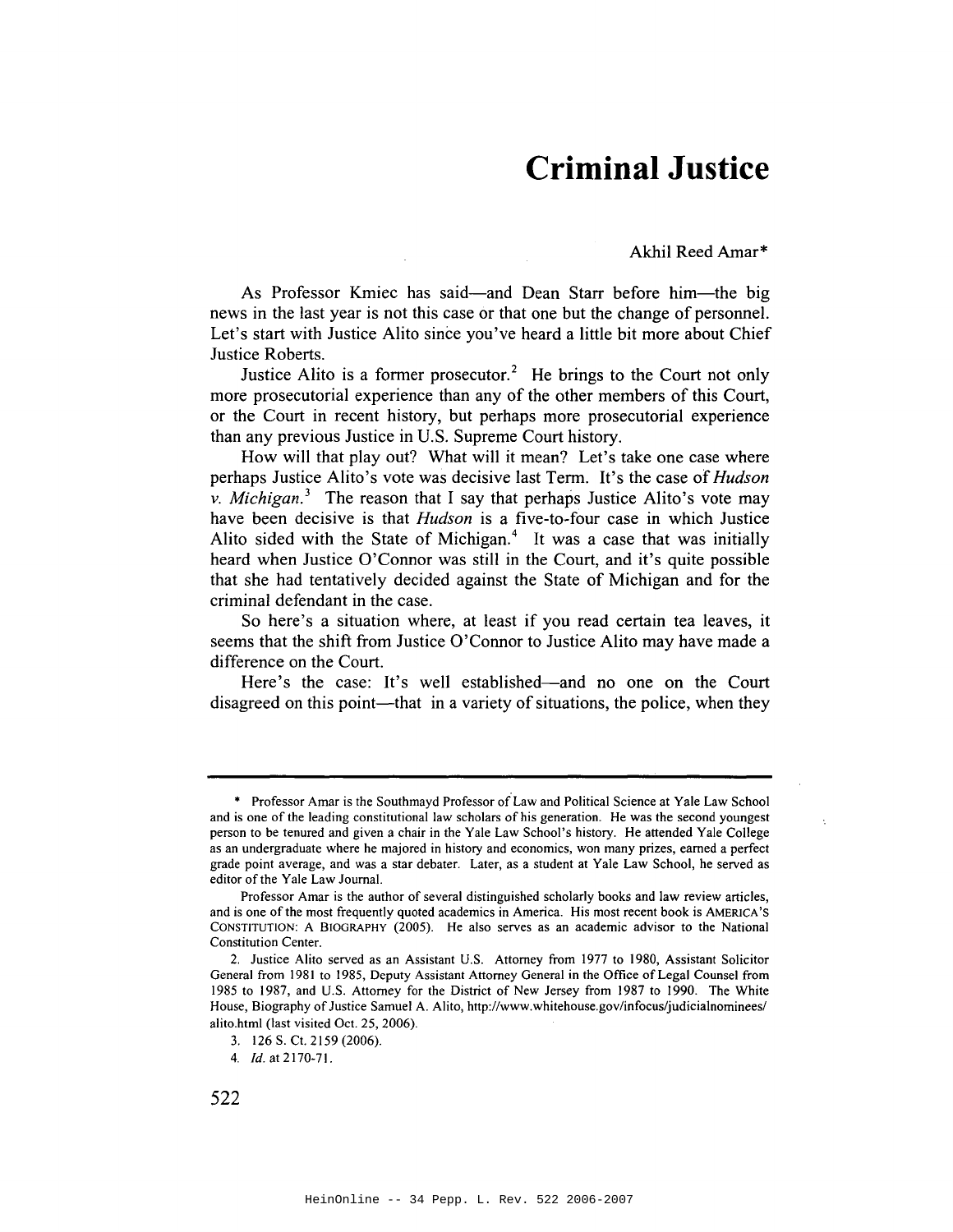# Criminal Justice

Akhil Reed Amar*

As Professor Kmiec has said—and Dean Starr before him—the big news in the last year is not this case or that one but the change of personnel. Let's start with Justice Alito since you've heard a little bit more about Chief Justice Roberts.

Justice Alito is a former prosecutor.[2] He brings to the Court not only more prosecutorial experience than any of the other members of this Court, or the Court in recent history, but perhaps more prosecutorial experience than any previous Justice in U.S. Supreme Court history.

How will that play out? What will it mean? Let's take one case where perhaps Justice Alito's vote was decisive last Term. It's the case of *Hudson v. Michigan*.[3] The reason that I say that perhaps Justice Alito's vote may have been decisive is that *Hudson* is a five-to-four case in which Justice Alito sided with the State of Michigan.[4] It was a case that was initially heard when Justice O'Connor was still in the Court, and it's quite possible that she had tentatively decided against the State of Michigan and for the criminal defendant in the case.

So here's a situation where, at least if you read certain tea leaves, it seems that the shift from Justice O'Connor to Justice Alito may have made a difference on the Court.

Here's the case: It's well established—and no one on the Court disagreed on this point—that in a variety of situations, the police, when they

---

\* Professor Amar is the Southmayd Professor of Law and Political Science at Yale Law School and is one of the leading constitutional law scholars of his generation. He was the second youngest person to be tenured and given a chair in the Yale Law School's history. He attended Yale College as an undergraduate where he majored in history and economics, won many prizes, earned a perfect grade point average, and was a star debater. Later, as a student at Yale Law School, he served as editor of the Yale Law Journal.

Professor Amar is the author of several distinguished scholarly books and law review articles, and is one of the most frequently quoted academics in America. His most recent book is AMERICA'S CONSTITUTION: A BIOGRAPHY (2005). He also serves as an academic advisor to the National Constitution Center.

2. Justice Alito served as an Assistant U.S. Attorney from 1977 to 1980, Assistant Solicitor General from 1981 to 1985, Deputy Assistant Attorney General in the Office of Legal Counsel from 1985 to 1987, and U.S. Attorney for the District of New Jersey from 1987 to 1990. The White House, Biography of Justice Samuel A. Alito, http://www.whitehouse.gov/infocus/judicialnominees/alito.html (last visited Oct. 25, 2006).

3. 126 S. Ct. 2159 (2006).

4. *Id.* at 2170-71.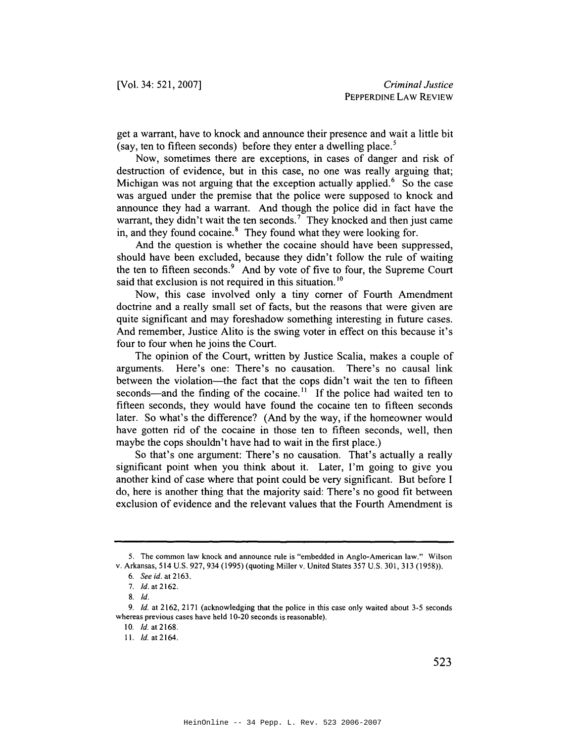get a warrant, have to knock and announce their presence and wait a little bit (say, ten to fifteen seconds) before they enter a dwelling place.[5]

Now, sometimes there are exceptions, in cases of danger and risk of destruction of evidence, but in this case, no one was really arguing that; Michigan was not arguing that the exception actually applied.[6] So the case was argued under the premise that the police were supposed to knock and announce they had a warrant. And though the police did in fact have the warrant, they didn't wait the ten seconds.[7] They knocked and then just came in, and they found cocaine.[8] They found what they were looking for.

And the question is whether the cocaine should have been suppressed, should have been excluded, because they didn't follow the rule of waiting the ten to fifteen seconds.[9] And by vote of five to four, the Supreme Court said that exclusion is not required in this situation.[10]

Now, this case involved only a tiny corner of Fourth Amendment doctrine and a really small set of facts, but the reasons that were given are quite significant and may foreshadow something interesting in future cases. And remember, Justice Alito is the swing voter in effect on this because it's four to four when he joins the Court.

The opinion of the Court, written by Justice Scalia, makes a couple of arguments. Here's one: There's no causation. There's no causal link between the violation—the fact that the cops didn't wait the ten to fifteen seconds—and the finding of the cocaine.[11] If the police had waited ten to fifteen seconds, they would have found the cocaine ten to fifteen seconds later. So what's the difference? (And by the way, if the homeowner would have gotten rid of the cocaine in those ten to fifteen seconds, well, then maybe the cops shouldn't have had to wait in the first place.)

So that's one argument: There's no causation. That's actually a really significant point when you think about it. Later, I'm going to give you another kind of case where that point could be very significant. But before I do, here is another thing that the majority said: There's no good fit between exclusion of evidence and the relevant values that the Fourth Amendment is

---

5. The common law knock and announce rule is "embedded in Anglo-American law." Wilson v. Arkansas, 514 U.S. 927, 934 (1995) (quoting Miller v. United States 357 U.S. 301, 313 (1958)).

6. *See id.* at 2163.

7. *Id.* at 2162.

8. *Id.*

9. *Id.* at 2162, 2171 (acknowledging that the police in this case only waited about 3-5 seconds whereas previous cases have held 10-20 seconds is reasonable).

10. *Id.* at 2168.

11. *Id.* at 2164.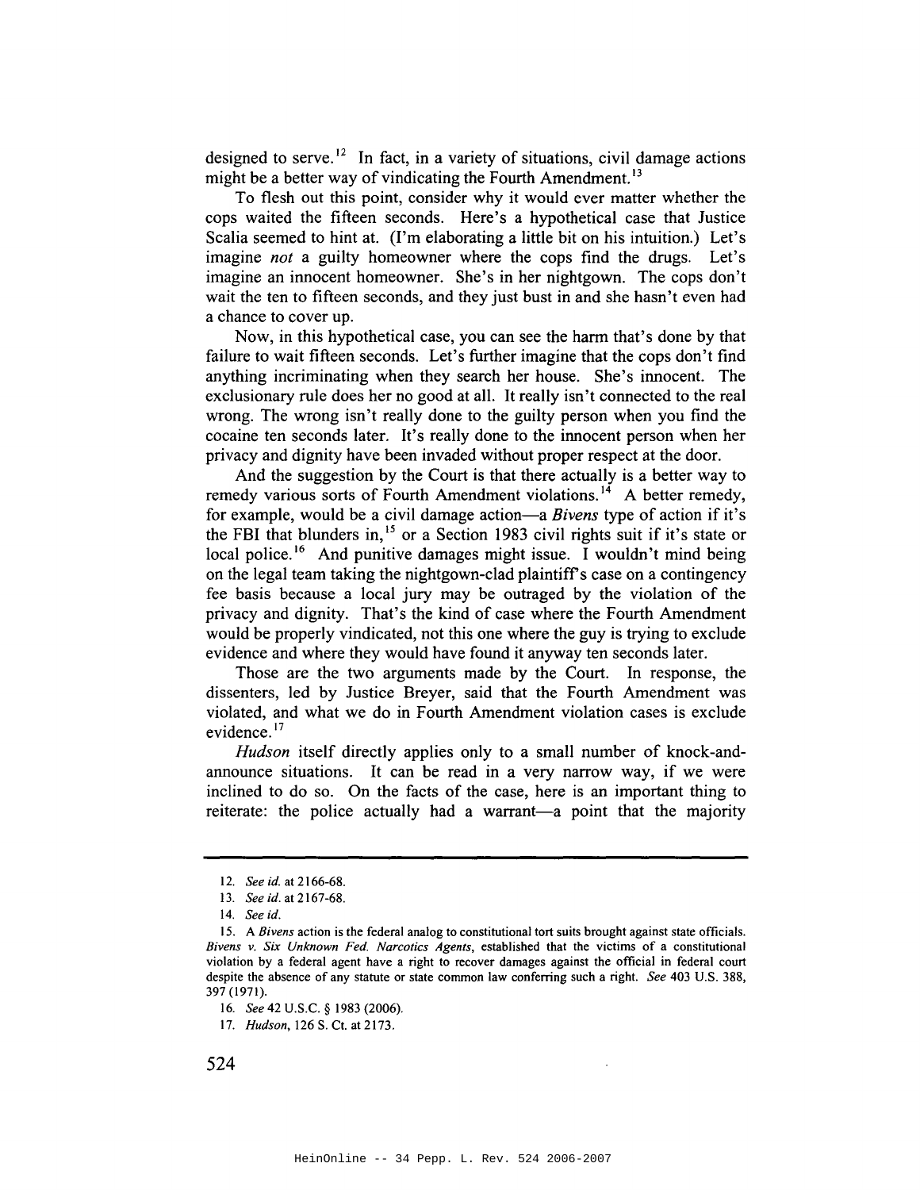designed to serve.[12] In fact, in a variety of situations, civil damage actions might be a better way of vindicating the Fourth Amendment.[13]

To flesh out this point, consider why it would ever matter whether the cops waited the fifteen seconds. Here's a hypothetical case that Justice Scalia seemed to hint at. (I'm elaborating a little bit on his intuition.) Let's imagine *not* a guilty homeowner where the cops find the drugs. Let's imagine an innocent homeowner. She's in her nightgown. The cops don't wait the ten to fifteen seconds, and they just bust in and she hasn't even had a chance to cover up.

Now, in this hypothetical case, you can see the harm that's done by that failure to wait fifteen seconds. Let's further imagine that the cops don't find anything incriminating when they search her house. She's innocent. The exclusionary rule does her no good at all. It really isn't connected to the real wrong. The wrong isn't really done to the guilty person when you find the cocaine ten seconds later. It's really done to the innocent person when her privacy and dignity have been invaded without proper respect at the door.

And the suggestion by the Court is that there actually is a better way to remedy various sorts of Fourth Amendment violations.[14] A better remedy, for example, would be a civil damage action—a *Bivens* type of action if it's the FBI that blunders in,[15] or a Section 1983 civil rights suit if it's state or local police.[16] And punitive damages might issue. I wouldn't mind being on the legal team taking the nightgown-clad plaintiff's case on a contingency fee basis because a local jury may be outraged by the violation of the privacy and dignity. That's the kind of case where the Fourth Amendment would be properly vindicated, not this one where the guy is trying to exclude evidence and where they would have found it anyway ten seconds later.

Those are the two arguments made by the Court. In response, the dissenters, led by Justice Breyer, said that the Fourth Amendment was violated, and what we do in Fourth Amendment violation cases is exclude evidence.[17]

*Hudson* itself directly applies only to a small number of knock-and-announce situations. It can be read in a very narrow way, if we were inclined to do so. On the facts of the case, here is an important thing to reiterate: the police actually had a warrant—a point that the majority

---

12. *See id.* at 2166-68.

13. *See id.* at 2167-68.

14. *See id.*

15. A *Bivens* action is the federal analog to constitutional tort suits brought against state officials. *Bivens v. Six Unknown Fed. Narcotics Agents*, established that the victims of a constitutional violation by a federal agent have a right to recover damages against the official in federal court despite the absence of any statute or state common law conferring such a right. *See* 403 U.S. 388, 397 (1971).

16. *See* 42 U.S.C. § 1983 (2006).

17. *Hudson*, 126 S. Ct. at 2173.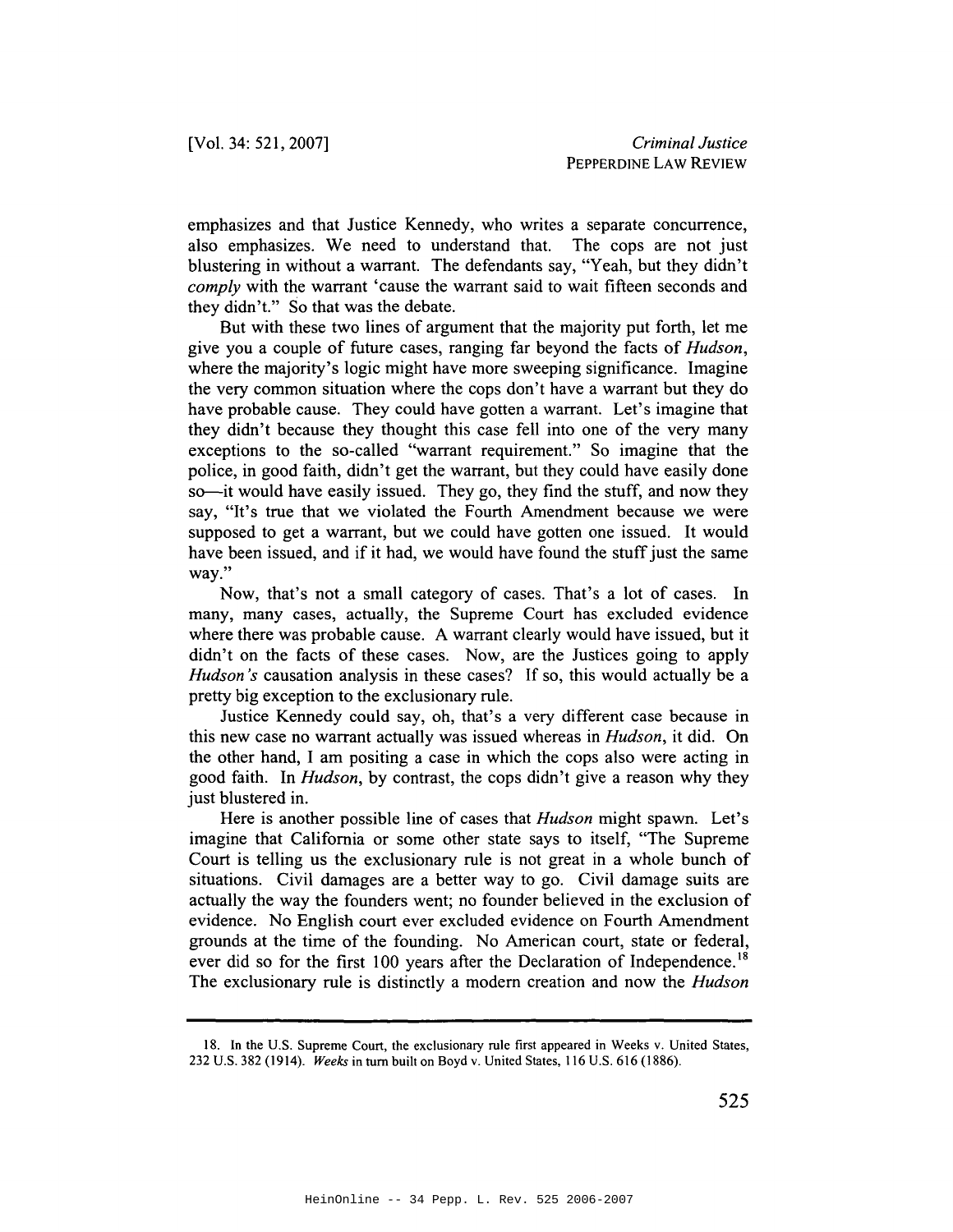emphasizes and that Justice Kennedy, who writes a separate concurrence, also emphasizes. We need to understand that. The cops are not just blustering in without a warrant. The defendants say, "Yeah, but they didn't *comply* with the warrant 'cause the warrant said to wait fifteen seconds and they didn't." So that was the debate.

But with these two lines of argument that the majority put forth, let me give you a couple of future cases, ranging far beyond the facts of *Hudson*, where the majority's logic might have more sweeping significance. Imagine the very common situation where the cops don't have a warrant but they do have probable cause. They could have gotten a warrant. Let's imagine that they didn't because they thought this case fell into one of the very many exceptions to the so-called "warrant requirement." So imagine that the police, in good faith, didn't get the warrant, but they could have easily done so—it would have easily issued. They go, they find the stuff, and now they say, "It's true that we violated the Fourth Amendment because we were supposed to get a warrant, but we could have gotten one issued. It would have been issued, and if it had, we would have found the stuff just the same way."

Now, that's not a small category of cases. That's a lot of cases. In many, many cases, actually, the Supreme Court has excluded evidence where there was probable cause. A warrant clearly would have issued, but it didn't on the facts of these cases. Now, are the Justices going to apply *Hudson's* causation analysis in these cases? If so, this would actually be a pretty big exception to the exclusionary rule.

Justice Kennedy could say, oh, that's a very different case because in this new case no warrant actually was issued whereas in *Hudson*, it did. On the other hand, I am positing a case in which the cops also were acting in good faith. In *Hudson*, by contrast, the cops didn't give a reason why they just blustered in.

Here is another possible line of cases that *Hudson* might spawn. Let's imagine that California or some other state says to itself, "The Supreme Court is telling us the exclusionary rule is not great in a whole bunch of situations. Civil damages are a better way to go. Civil damage suits are actually the way the founders went; no founder believed in the exclusion of evidence. No English court ever excluded evidence on Fourth Amendment grounds at the time of the founding. No American court, state or federal, ever did so for the first 100 years after the Declaration of Independence.[18] The exclusionary rule is distinctly a modern creation and now the *Hudson*

---

18. In the U.S. Supreme Court, the exclusionary rule first appeared in Weeks v. United States, 232 U.S. 382 (1914). *Weeks* in turn built on Boyd v. United States, 116 U.S. 616 (1886).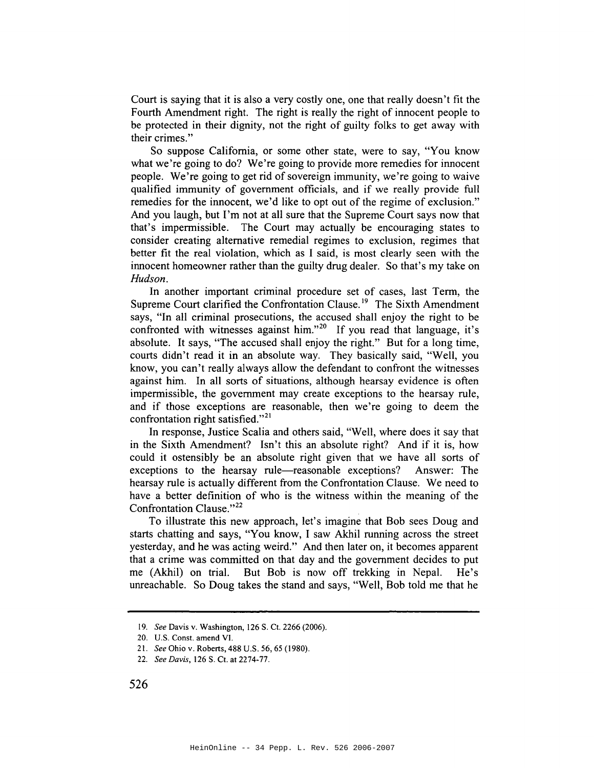Court is saying that it is also a very costly one, one that really doesn't fit the Fourth Amendment right. The right is really the right of innocent people to be protected in their dignity, not the right of guilty folks to get away with their crimes."

So suppose California, or some other state, were to say, "You know what we're going to do? We're going to provide more remedies for innocent people. We're going to get rid of sovereign immunity, we're going to waive qualified immunity of government officials, and if we really provide full remedies for the innocent, we'd like to opt out of the regime of exclusion." And you laugh, but I'm not at all sure that the Supreme Court says now that that's impermissible. The Court may actually be encouraging states to consider creating alternative remedial regimes to exclusion, regimes that better fit the real violation, which as I said, is most clearly seen with the innocent homeowner rather than the guilty drug dealer. So that's my take on *Hudson*.

In another important criminal procedure set of cases, last Term, the Supreme Court clarified the Confrontation Clause.[19] The Sixth Amendment says, "In all criminal prosecutions, the accused shall enjoy the right to be confronted with witnesses against him."[20] If you read that language, it's absolute. It says, "The accused shall enjoy the right." But for a long time, courts didn't read it in an absolute way. They basically said, "Well, you know, you can't really always allow the defendant to confront the witnesses against him. In all sorts of situations, although hearsay evidence is often impermissible, the government may create exceptions to the hearsay rule, and if those exceptions are reasonable, then we're going to deem the confrontation right satisfied."[21]

In response, Justice Scalia and others said, "Well, where does it say that in the Sixth Amendment? Isn't this an absolute right? And if it is, how could it ostensibly be an absolute right given that we have all sorts of exceptions to the hearsay rule—reasonable exceptions? Answer: The hearsay rule is actually different from the Confrontation Clause. We need to have a better definition of who is the witness within the meaning of the Confrontation Clause."[22]

To illustrate this new approach, let's imagine that Bob sees Doug and starts chatting and says, "You know, I saw Akhil running across the street yesterday, and he was acting weird." And then later on, it becomes apparent that a crime was committed on that day and the government decides to put me (Akhil) on trial. But Bob is now off trekking in Nepal. He's unreachable. So Doug takes the stand and says, "Well, Bob told me that he

---

19. *See* Davis v. Washington, 126 S. Ct. 2266 (2006).
20. U.S. Const. amend VI.
21. *See* Ohio v. Roberts, 488 U.S. 56, 65 (1980).
22. *See Davis*, 126 S. Ct. at 2274-77.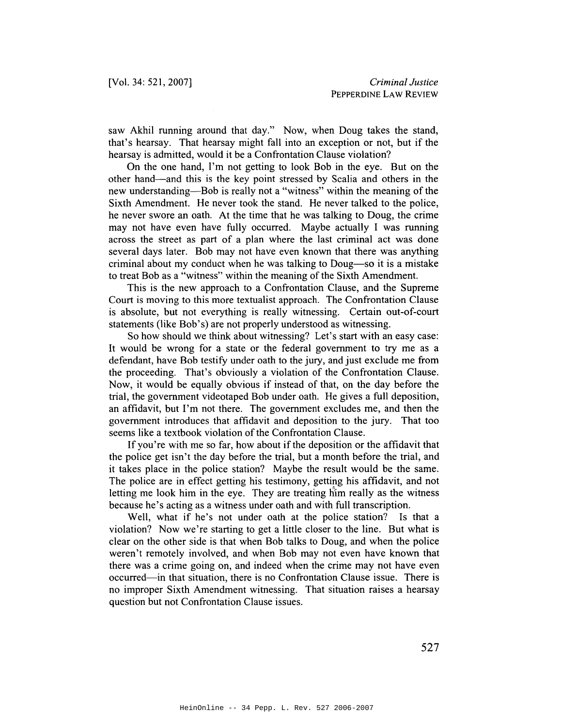saw Akhil running around that day." Now, when Doug takes the stand, that's hearsay. That hearsay might fall into an exception or not, but if the hearsay is admitted, would it be a Confrontation Clause violation?

On the one hand, I'm not getting to look Bob in the eye. But on the other hand—and this is the key point stressed by Scalia and others in the new understanding—Bob is really not a "witness" within the meaning of the Sixth Amendment. He never took the stand. He never talked to the police, he never swore an oath. At the time that he was talking to Doug, the crime may not have even have fully occurred. Maybe actually I was running across the street as part of a plan where the last criminal act was done several days later. Bob may not have even known that there was anything criminal about my conduct when he was talking to Doug—so it is a mistake to treat Bob as a "witness" within the meaning of the Sixth Amendment.

This is the new approach to a Confrontation Clause, and the Supreme Court is moving to this more textualist approach. The Confrontation Clause is absolute, but not everything is really witnessing. Certain out-of-court statements (like Bob's) are not properly understood as witnessing.

So how should we think about witnessing? Let's start with an easy case: It would be wrong for a state or the federal government to try me as a defendant, have Bob testify under oath to the jury, and just exclude me from the proceeding. That's obviously a violation of the Confrontation Clause. Now, it would be equally obvious if instead of that, on the day before the trial, the government videotaped Bob under oath. He gives a full deposition, an affidavit, but I'm not there. The government excludes me, and then the government introduces that affidavit and deposition to the jury. That too seems like a textbook violation of the Confrontation Clause.

If you're with me so far, how about if the deposition or the affidavit that the police get isn't the day before the trial, but a month before the trial, and it takes place in the police station? Maybe the result would be the same. The police are in effect getting his testimony, getting his affidavit, and not letting me look him in the eye. They are treating him really as the witness because he's acting as a witness under oath and with full transcription.

Well, what if he's not under oath at the police station? Is that a violation? Now we're starting to get a little closer to the line. But what is clear on the other side is that when Bob talks to Doug, and when the police weren't remotely involved, and when Bob may not even have known that there was a crime going on, and indeed when the crime may not have even occurred—in that situation, there is no Confrontation Clause issue. There is no improper Sixth Amendment witnessing. That situation raises a hearsay question but not Confrontation Clause issues.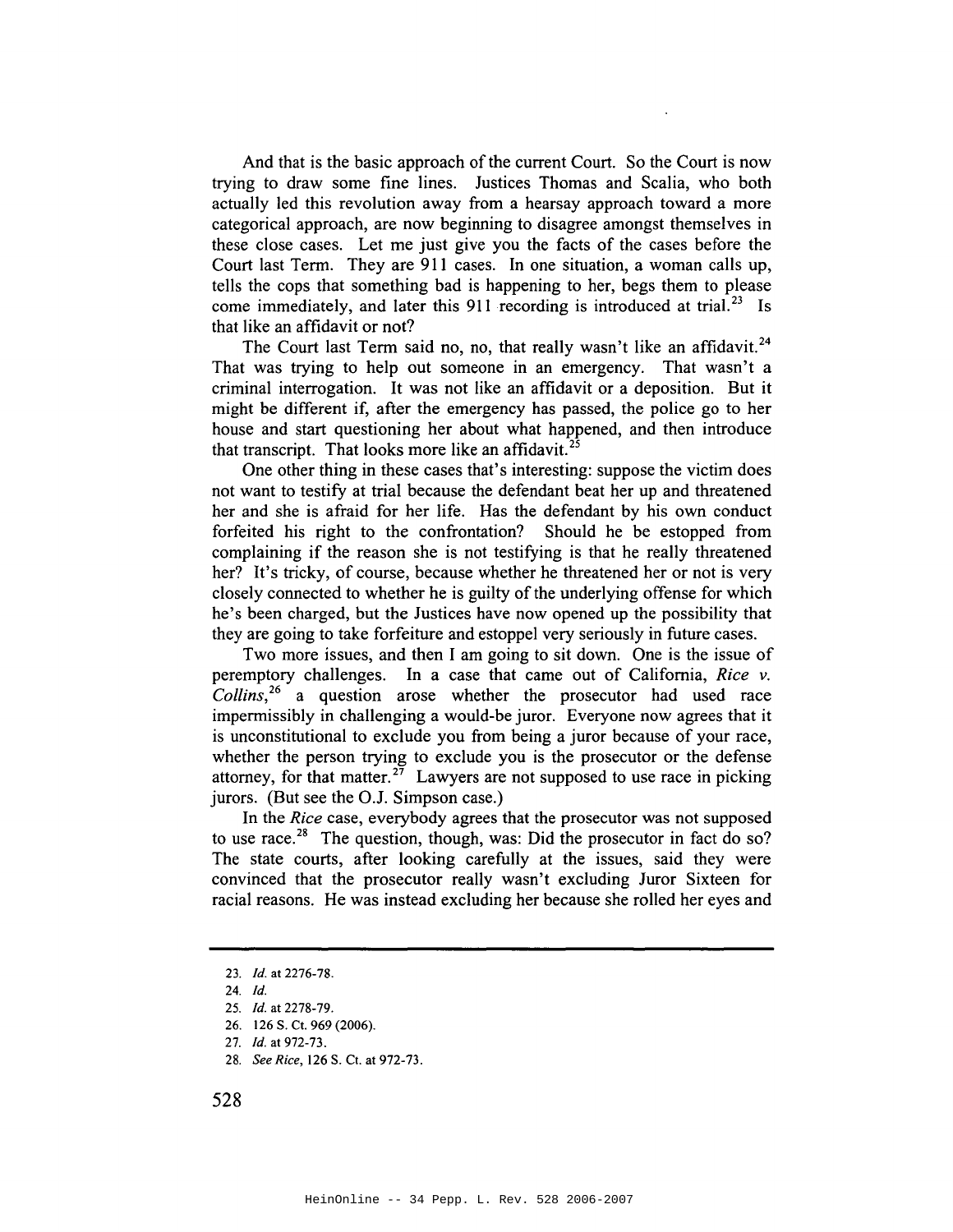And that is the basic approach of the current Court. So the Court is now trying to draw some fine lines. Justices Thomas and Scalia, who both actually led this revolution away from a hearsay approach toward a more categorical approach, are now beginning to disagree amongst themselves in these close cases. Let me just give you the facts of the cases before the Court last Term. They are 911 cases. In one situation, a woman calls up, tells the cops that something bad is happening to her, begs them to please come immediately, and later this 911 recording is introduced at trial.[23] Is that like an affidavit or not?

The Court last Term said no, no, that really wasn't like an affidavit.[24] That was trying to help out someone in an emergency. That wasn't a criminal interrogation. It was not like an affidavit or a deposition. But it might be different if, after the emergency has passed, the police go to her house and start questioning her about what happened, and then introduce that transcript. That looks more like an affidavit.[25]

One other thing in these cases that's interesting: suppose the victim does not want to testify at trial because the defendant beat her up and threatened her and she is afraid for her life. Has the defendant by his own conduct forfeited his right to the confrontation? Should he be estopped from complaining if the reason she is not testifying is that he really threatened her? It's tricky, of course, because whether he threatened her or not is very closely connected to whether he is guilty of the underlying offense for which he's been charged, but the Justices have now opened up the possibility that they are going to take forfeiture and estoppel very seriously in future cases.

Two more issues, and then I am going to sit down. One is the issue of peremptory challenges. In a case that came out of California, *Rice v. Collins*,[26] a question arose whether the prosecutor had used race impermissibly in challenging a would-be juror. Everyone now agrees that it is unconstitutional to exclude you from being a juror because of your race, whether the person trying to exclude you is the prosecutor or the defense attorney, for that matter.[27] Lawyers are not supposed to use race in picking jurors. (But see the O.J. Simpson case.)

In the *Rice* case, everybody agrees that the prosecutor was not supposed to use race.[28] The question, though, was: Did the prosecutor in fact do so? The state courts, after looking carefully at the issues, said they were convinced that the prosecutor really wasn't excluding Juror Sixteen for racial reasons. He was instead excluding her because she rolled her eyes and

---

23. *Id.* at 2276-78.

24. *Id.*

25. *Id.* at 2278-79.

26. 126 S. Ct. 969 (2006).

27. *Id.* at 972-73.

28. *See Rice*, 126 S. Ct. at 972-73.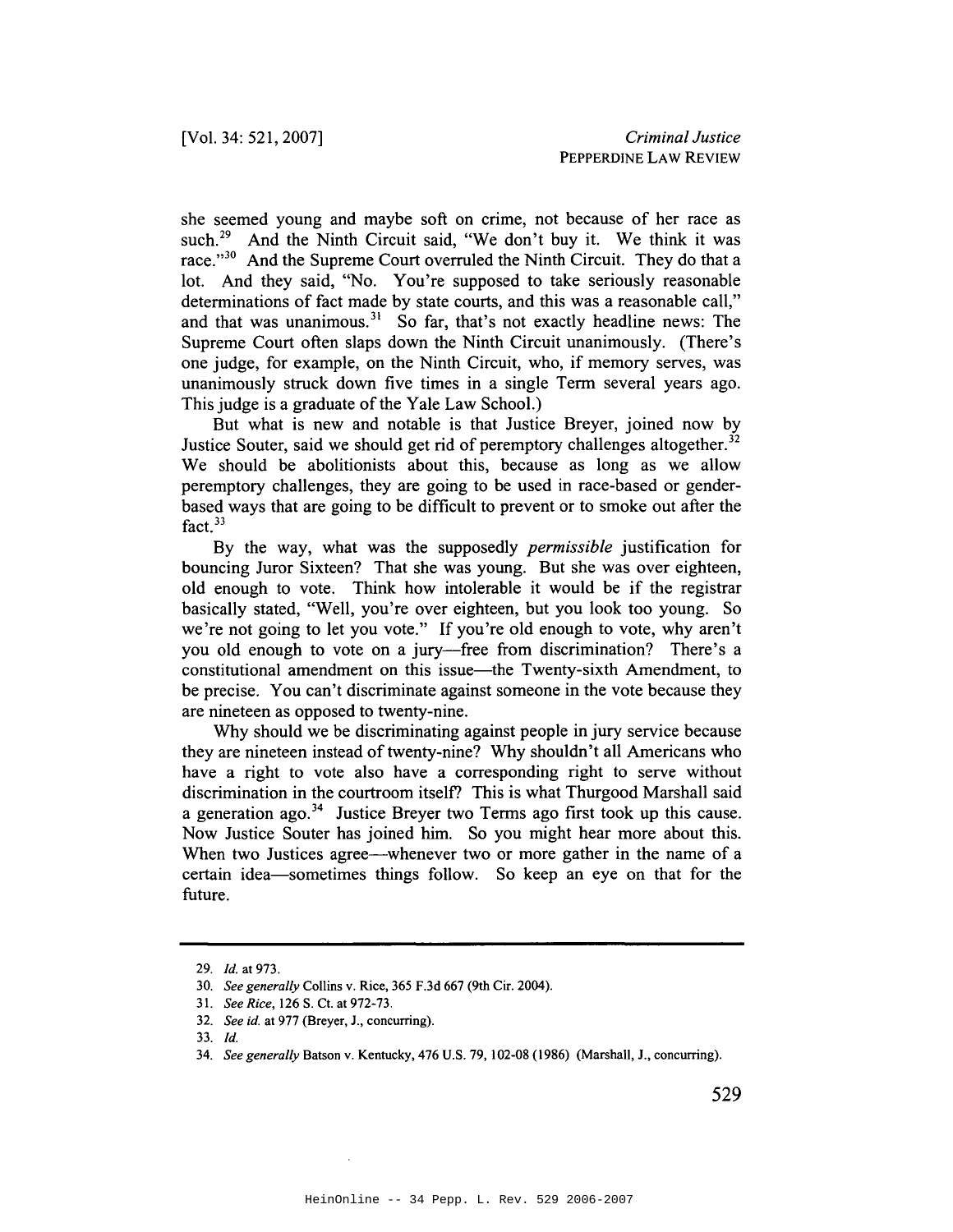she seemed young and maybe soft on crime, not because of her race as such.[29] And the Ninth Circuit said, "We don't buy it. We think it was race."[30] And the Supreme Court overruled the Ninth Circuit. They do that a lot. And they said, "No. You're supposed to take seriously reasonable determinations of fact made by state courts, and this was a reasonable call," and that was unanimous.[31] So far, that's not exactly headline news: The Supreme Court often slaps down the Ninth Circuit unanimously. (There's one judge, for example, on the Ninth Circuit, who, if memory serves, was unanimously struck down five times in a single Term several years ago. This judge is a graduate of the Yale Law School.)

But what is new and notable is that Justice Breyer, joined now by Justice Souter, said we should get rid of peremptory challenges altogether.[32] We should be abolitionists about this, because as long as we allow peremptory challenges, they are going to be used in race-based or gender-based ways that are going to be difficult to prevent or to smoke out after the fact.[33]

By the way, what was the supposedly *permissible* justification for bouncing Juror Sixteen? That she was young. But she was over eighteen, old enough to vote. Think how intolerable it would be if the registrar basically stated, "Well, you're over eighteen, but you look too young. So we're not going to let you vote." If you're old enough to vote, why aren't you old enough to vote on a jury—free from discrimination? There's a constitutional amendment on this issue—the Twenty-sixth Amendment, to be precise. You can't discriminate against someone in the vote because they are nineteen as opposed to twenty-nine.

Why should we be discriminating against people in jury service because they are nineteen instead of twenty-nine? Why shouldn't all Americans who have a right to vote also have a corresponding right to serve without discrimination in the courtroom itself? This is what Thurgood Marshall said a generation ago.[34] Justice Breyer two Terms ago first took up this cause. Now Justice Souter has joined him. So you might hear more about this. When two Justices agree—whenever two or more gather in the name of a certain idea—sometimes things follow. So keep an eye on that for the future.

---

29. *Id.* at 973.
30. *See generally* Collins v. Rice, 365 F.3d 667 (9th Cir. 2004).
31. *See Rice*, 126 S. Ct. at 972-73.
32. *See id.* at 977 (Breyer, J., concurring).
33. *Id.*
34. *See generally* Batson v. Kentucky, 476 U.S. 79, 102-08 (1986) (Marshall, J., concurring).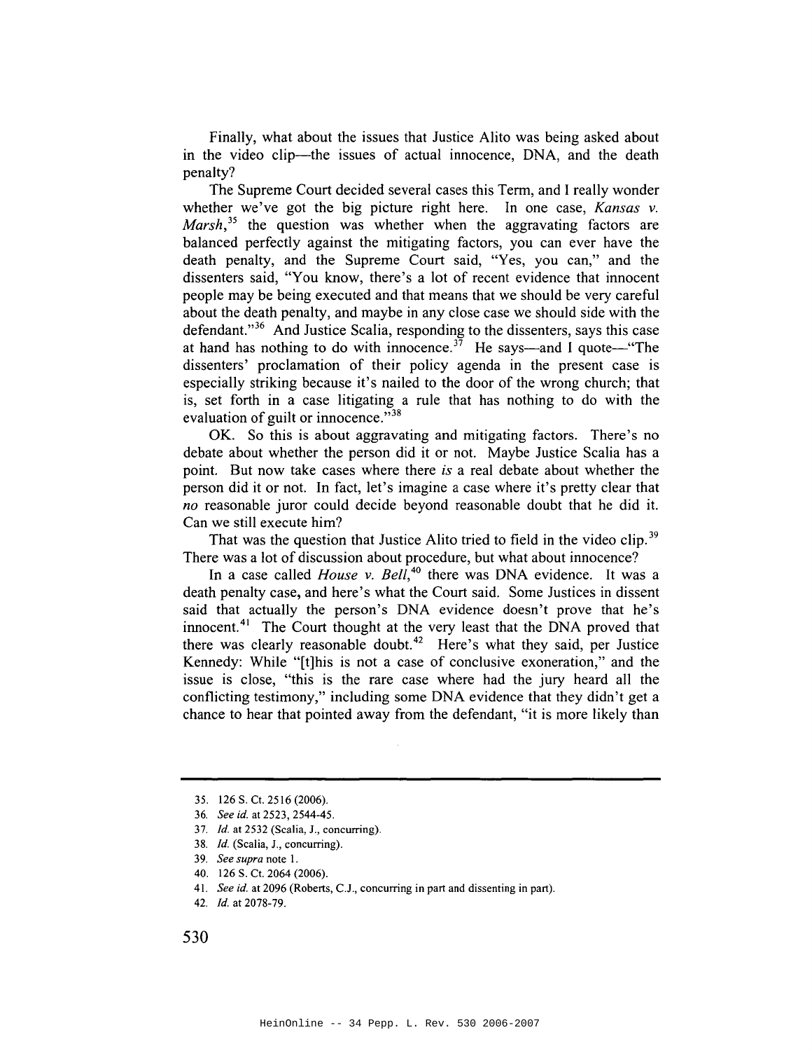Finally, what about the issues that Justice Alito was being asked about in the video clip—the issues of actual innocence, DNA, and the death penalty?

The Supreme Court decided several cases this Term, and I really wonder whether we've got the big picture right here. In one case, *Kansas v. Marsh*,[35] the question was whether when the aggravating factors are balanced perfectly against the mitigating factors, you can ever have the death penalty, and the Supreme Court said, "Yes, you can," and the dissenters said, "You know, there's a lot of recent evidence that innocent people may be being executed and that means that we should be very careful about the death penalty, and maybe in any close case we should side with the defendant."[36] And Justice Scalia, responding to the dissenters, says this case at hand has nothing to do with innocence.[37] He says—and I quote—"The dissenters' proclamation of their policy agenda in the present case is especially striking because it's nailed to the door of the wrong church; that is, set forth in a case litigating a rule that has nothing to do with the evaluation of guilt or innocence."[38]

OK. So this is about aggravating and mitigating factors. There's no debate about whether the person did it or not. Maybe Justice Scalia has a point. But now take cases where there *is* a real debate about whether the person did it or not. In fact, let's imagine a case where it's pretty clear that *no* reasonable juror could decide beyond reasonable doubt that he did it. Can we still execute him?

That was the question that Justice Alito tried to field in the video clip.[39] There was a lot of discussion about procedure, but what about innocence?

In a case called *House v. Bell*,[40] there was DNA evidence. It was a death penalty case, and here's what the Court said. Some Justices in dissent said that actually the person's DNA evidence doesn't prove that he's innocent.[41] The Court thought at the very least that the DNA proved that there was clearly reasonable doubt.[42] Here's what they said, per Justice Kennedy: While "[t]his is not a case of conclusive exoneration," and the issue is close, "this is the rare case where had the jury heard all the conflicting testimony," including some DNA evidence that they didn't get a chance to hear that pointed away from the defendant, "it is more likely than

---

35. 126 S. Ct. 2516 (2006).
36. *See id.* at 2523, 2544-45.
37. *Id.* at 2532 (Scalia, J., concurring).
38. *Id.* (Scalia, J., concurring).
39. *See supra* note 1.
40. 126 S. Ct. 2064 (2006).
41. *See id.* at 2096 (Roberts, C.J., concurring in part and dissenting in part).
42. *Id.* at 2078-79.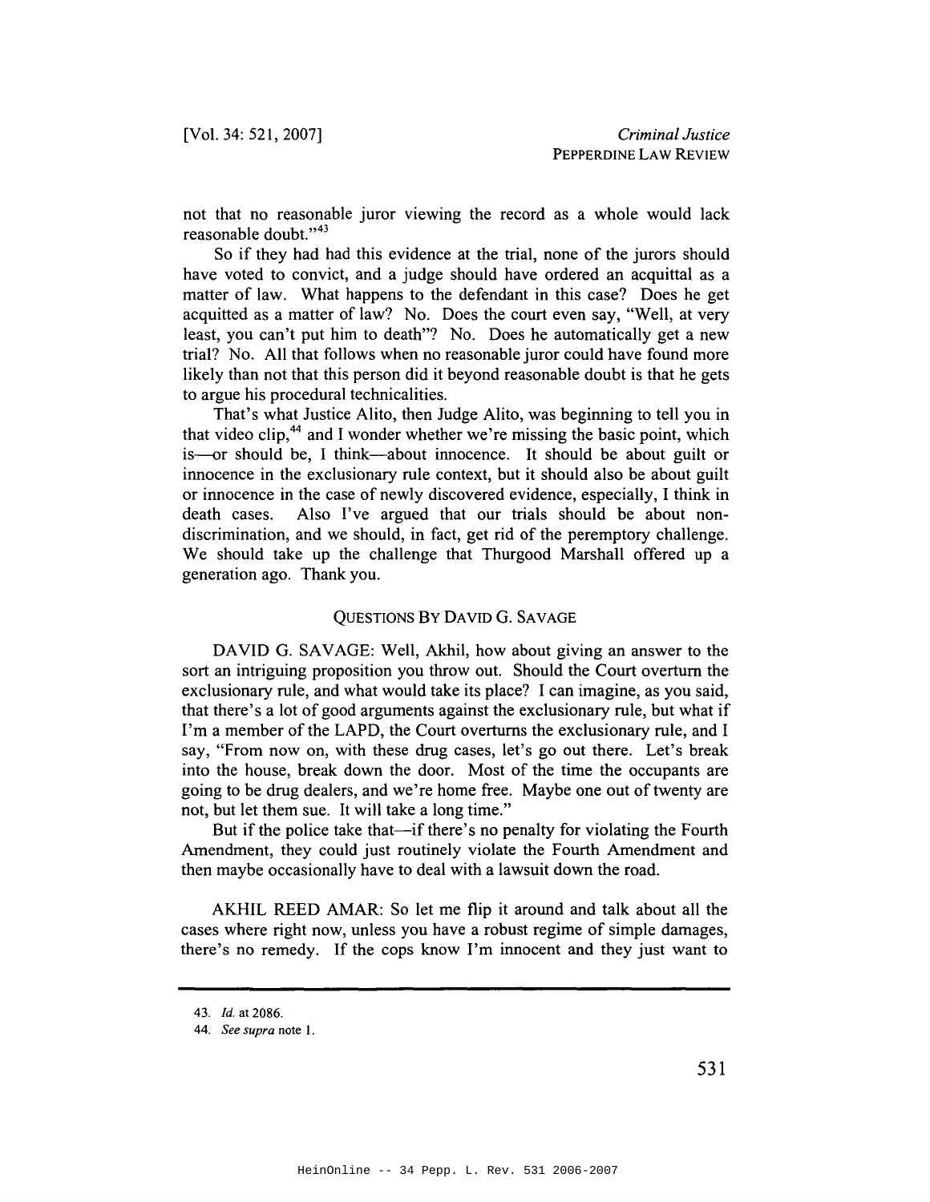not that no reasonable juror viewing the record as a whole would lack reasonable doubt."[43]

So if they had had this evidence at the trial, none of the jurors should have voted to convict, and a judge should have ordered an acquittal as a matter of law. What happens to the defendant in this case? Does he get acquitted as a matter of law? No. Does the court even say, "Well, at very least, you can't put him to death"? No. Does he automatically get a new trial? No. All that follows when no reasonable juror could have found more likely than not that this person did it beyond reasonable doubt is that he gets to argue his procedural technicalities.

That's what Justice Alito, then Judge Alito, was beginning to tell you in that video clip,[44] and I wonder whether we're missing the basic point, which is—or should be, I think—about innocence. It should be about guilt or innocence in the exclusionary rule context, but it should also be about guilt or innocence in the case of newly discovered evidence, especially, I think in death cases. Also I've argued that our trials should be about non-discrimination, and we should, in fact, get rid of the peremptory challenge. We should take up the challenge that Thurgood Marshall offered up a generation ago. Thank you.

### QUESTIONS BY DAVID G. SAVAGE

DAVID G. SAVAGE: Well, Akhil, how about giving an answer to the sort an intriguing proposition you throw out. Should the Court overturn the exclusionary rule, and what would take its place? I can imagine, as you said, that there's a lot of good arguments against the exclusionary rule, but what if I'm a member of the LAPD, the Court overturns the exclusionary rule, and I say, "From now on, with these drug cases, let's go out there. Let's break into the house, break down the door. Most of the time the occupants are going to be drug dealers, and we're home free. Maybe one out of twenty are not, but let them sue. It will take a long time."

But if the police take that—if there's no penalty for violating the Fourth Amendment, they could just routinely violate the Fourth Amendment and then maybe occasionally have to deal with a lawsuit down the road.

AKHIL REED AMAR: So let me flip it around and talk about all the cases where right now, unless you have a robust regime of simple damages, there's no remedy. If the cops know I'm innocent and they just want to

---

43. *Id.* at 2086.

44. *See supra* note 1.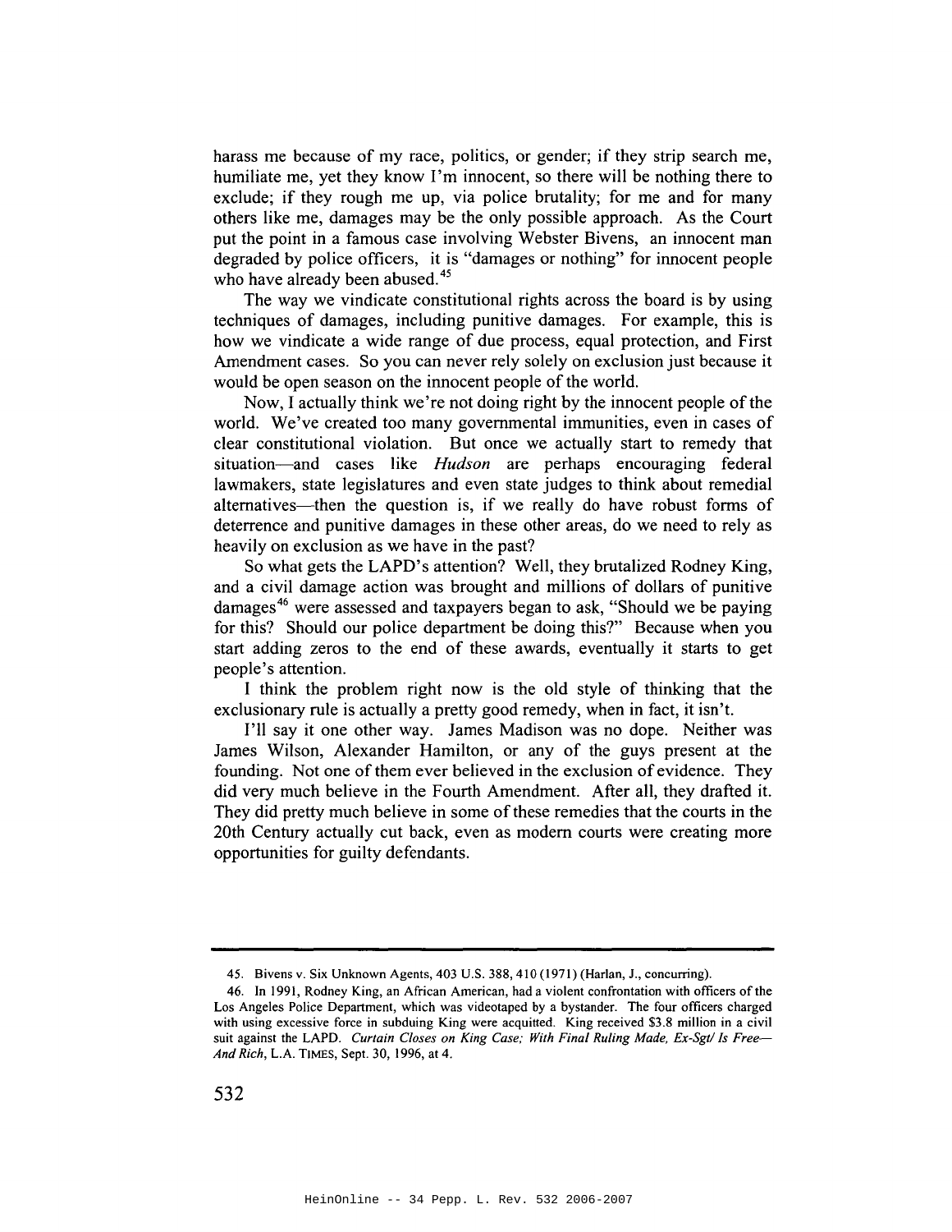harass me because of my race, politics, or gender; if they strip search me, humiliate me, yet they know I'm innocent, so there will be nothing there to exclude; if they rough me up, via police brutality; for me and for many others like me, damages may be the only possible approach. As the Court put the point in a famous case involving Webster Bivens, an innocent man degraded by police officers, it is "damages or nothing" for innocent people who have already been abused.[45]

The way we vindicate constitutional rights across the board is by using techniques of damages, including punitive damages. For example, this is how we vindicate a wide range of due process, equal protection, and First Amendment cases. So you can never rely solely on exclusion just because it would be open season on the innocent people of the world.

Now, I actually think we're not doing right by the innocent people of the world. We've created too many governmental immunities, even in cases of clear constitutional violation. But once we actually start to remedy that situation—and cases like *Hudson* are perhaps encouraging federal lawmakers, state legislatures and even state judges to think about remedial alternatives—then the question is, if we really do have robust forms of deterrence and punitive damages in these other areas, do we need to rely as heavily on exclusion as we have in the past?

So what gets the LAPD's attention? Well, they brutalized Rodney King, and a civil damage action was brought and millions of dollars of punitive damages[46] were assessed and taxpayers began to ask, "Should we be paying for this? Should our police department be doing this?" Because when you start adding zeros to the end of these awards, eventually it starts to get people's attention.

I think the problem right now is the old style of thinking that the exclusionary rule is actually a pretty good remedy, when in fact, it isn't.

I'll say it one other way. James Madison was no dope. Neither was James Wilson, Alexander Hamilton, or any of the guys present at the founding. Not one of them ever believed in the exclusion of evidence. They did very much believe in the Fourth Amendment. After all, they drafted it. They did pretty much believe in some of these remedies that the courts in the 20th Century actually cut back, even as modern courts were creating more opportunities for guilty defendants.

---

45. Bivens v. Six Unknown Agents, 403 U.S. 388, 410 (1971) (Harlan, J., concurring).

46. In 1991, Rodney King, an African American, had a violent confrontation with officers of the Los Angeles Police Department, which was videotaped by a bystander. The four officers charged with using excessive force in subduing King were acquitted. King received $3.8 million in a civil suit against the LAPD. *Curtain Closes on King Case; With Final Ruling Made, Ex-Sgt/ Is Free—And Rich*, L.A. TIMES, Sept. 30, 1996, at 4.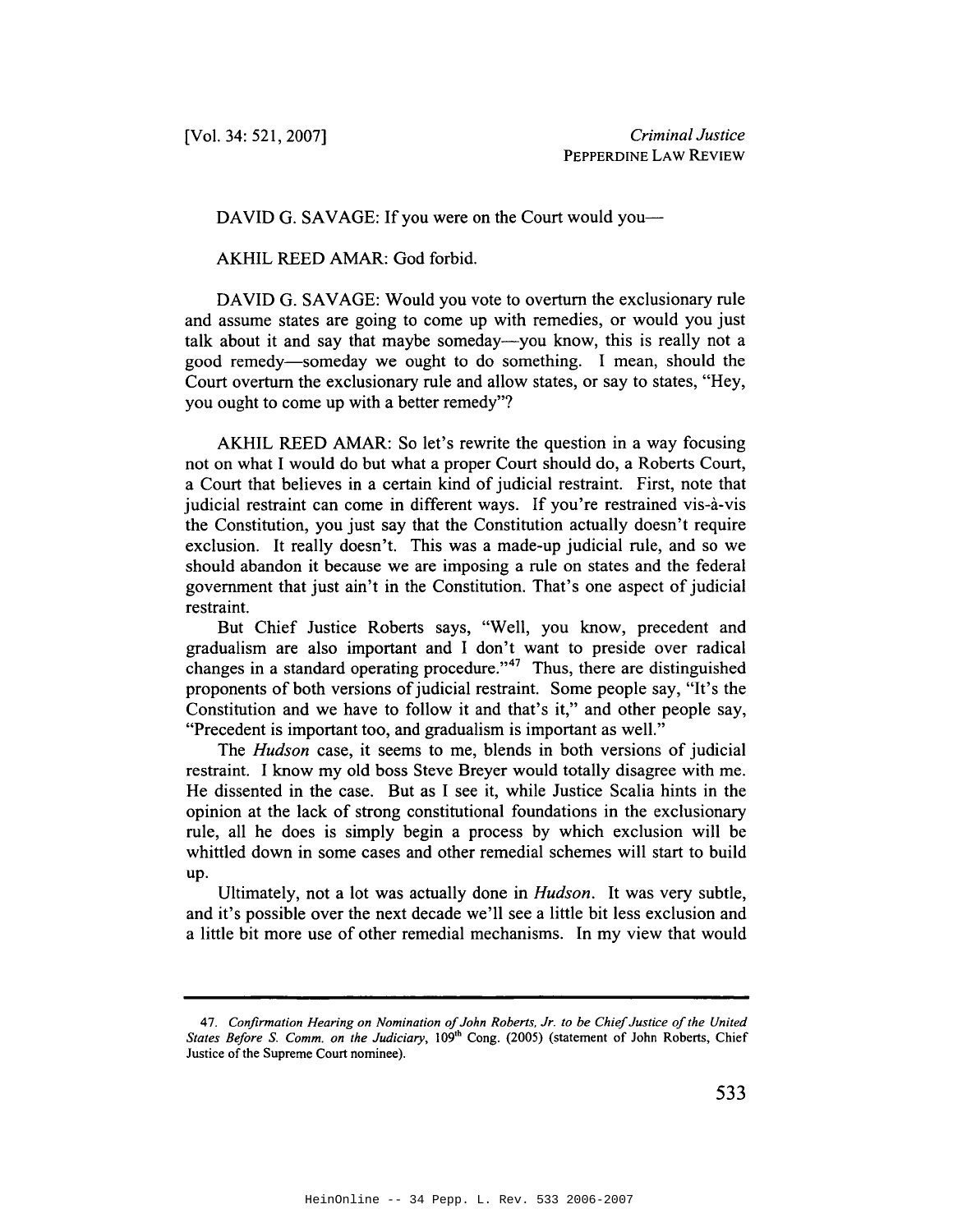DAVID G. SAVAGE: If you were on the Court would you—

AKHIL REED AMAR: God forbid.

DAVID G. SAVAGE: Would you vote to overturn the exclusionary rule and assume states are going to come up with remedies, or would you just talk about it and say that maybe someday—you know, this is really not a good remedy—someday we ought to do something. I mean, should the Court overturn the exclusionary rule and allow states, or say to states, "Hey, you ought to come up with a better remedy"?

AKHIL REED AMAR: So let's rewrite the question in a way focusing not on what I would do but what a proper Court should do, a Roberts Court, a Court that believes in a certain kind of judicial restraint. First, note that judicial restraint can come in different ways. If you're restrained vis-à-vis the Constitution, you just say that the Constitution actually doesn't require exclusion. It really doesn't. This was a made-up judicial rule, and so we should abandon it because we are imposing a rule on states and the federal government that just ain't in the Constitution. That's one aspect of judicial restraint.

But Chief Justice Roberts says, "Well, you know, precedent and gradualism are also important and I don't want to preside over radical changes in a standard operating procedure."[47] Thus, there are distinguished proponents of both versions of judicial restraint. Some people say, "It's the Constitution and we have to follow it and that's it," and other people say, "Precedent is important too, and gradualism is important as well."

The *Hudson* case, it seems to me, blends in both versions of judicial restraint. I know my old boss Steve Breyer would totally disagree with me. He dissented in the case. But as I see it, while Justice Scalia hints in the opinion at the lack of strong constitutional foundations in the exclusionary rule, all he does is simply begin a process by which exclusion will be whittled down in some cases and other remedial schemes will start to build up.

Ultimately, not a lot was actually done in *Hudson*. It was very subtle, and it's possible over the next decade we'll see a little bit less exclusion and a little bit more use of other remedial mechanisms. In my view that would

---

47. *Confirmation Hearing on Nomination of John Roberts, Jr. to be Chief Justice of the United States Before S. Comm. on the Judiciary*, 109th Cong. (2005) (statement of John Roberts, Chief Justice of the Supreme Court nominee).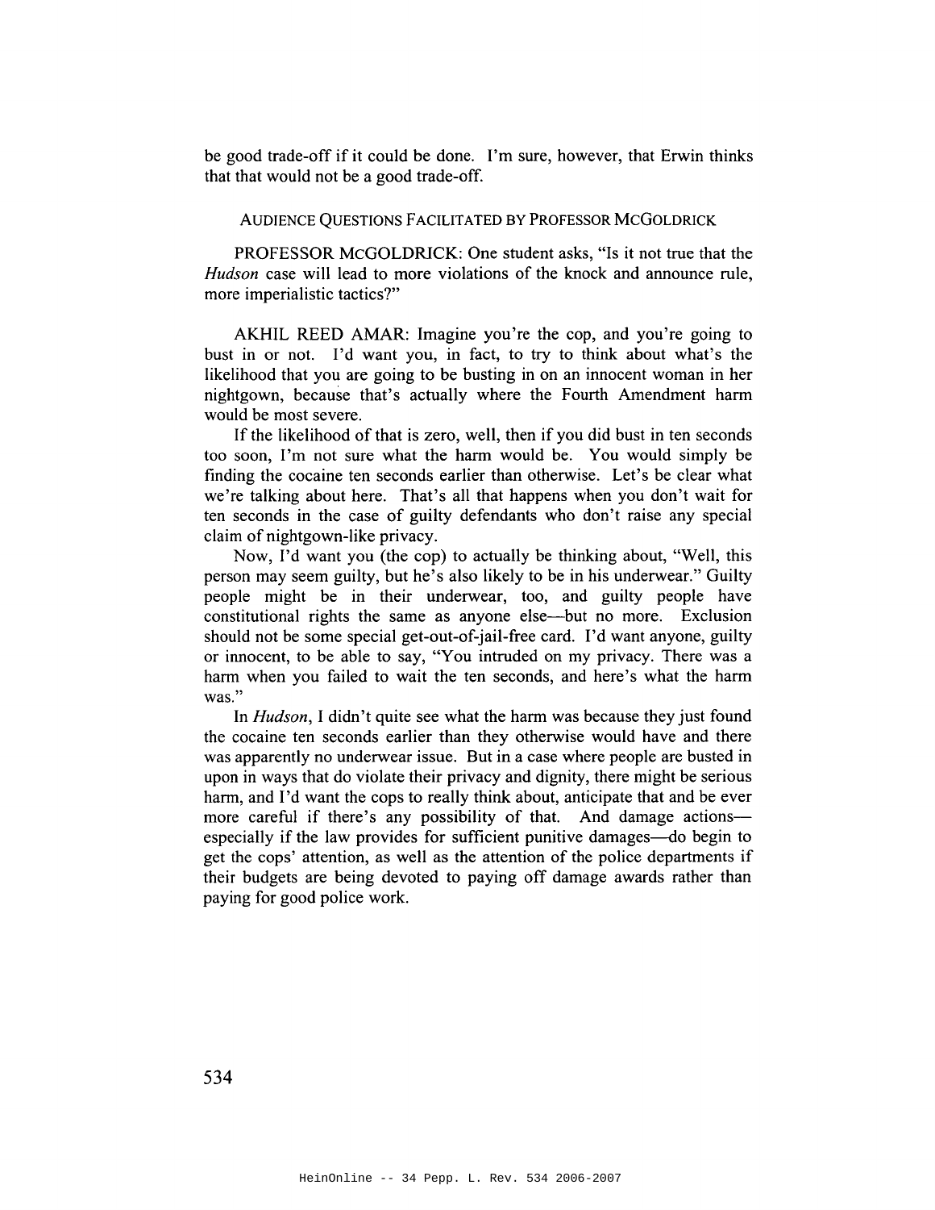be good trade-off if it could be done. I'm sure, however, that Erwin thinks that that would not be a good trade-off.

## AUDIENCE QUESTIONS FACILITATED BY PROFESSOR MCGOLDRICK

PROFESSOR MCGOLDRICK: One student asks, "Is it not true that the *Hudson* case will lead to more violations of the knock and announce rule, more imperialistic tactics?"

AKHIL REED AMAR: Imagine you're the cop, and you're going to bust in or not. I'd want you, in fact, to try to think about what's the likelihood that you are going to be busting in on an innocent woman in her nightgown, because that's actually where the Fourth Amendment harm would be most severe.

If the likelihood of that is zero, well, then if you did bust in ten seconds too soon, I'm not sure what the harm would be. You would simply be finding the cocaine ten seconds earlier than otherwise. Let's be clear what we're talking about here. That's all that happens when you don't wait for ten seconds in the case of guilty defendants who don't raise any special claim of nightgown-like privacy.

Now, I'd want you (the cop) to actually be thinking about, "Well, this person may seem guilty, but he's also likely to be in his underwear." Guilty people might be in their underwear, too, and guilty people have constitutional rights the same as anyone else—but no more. Exclusion should not be some special get-out-of-jail-free card. I'd want anyone, guilty or innocent, to be able to say, "You intruded on my privacy. There was a harm when you failed to wait the ten seconds, and here's what the harm was."

In *Hudson*, I didn't quite see what the harm was because they just found the cocaine ten seconds earlier than they otherwise would have and there was apparently no underwear issue. But in a case where people are busted in upon in ways that do violate their privacy and dignity, there might be serious harm, and I'd want the cops to really think about, anticipate that and be ever more careful if there's any possibility of that. And damage actions—especially if the law provides for sufficient punitive damages—do begin to get the cops' attention, as well as the attention of the police departments if their budgets are being devoted to paying off damage awards rather than paying for good police work.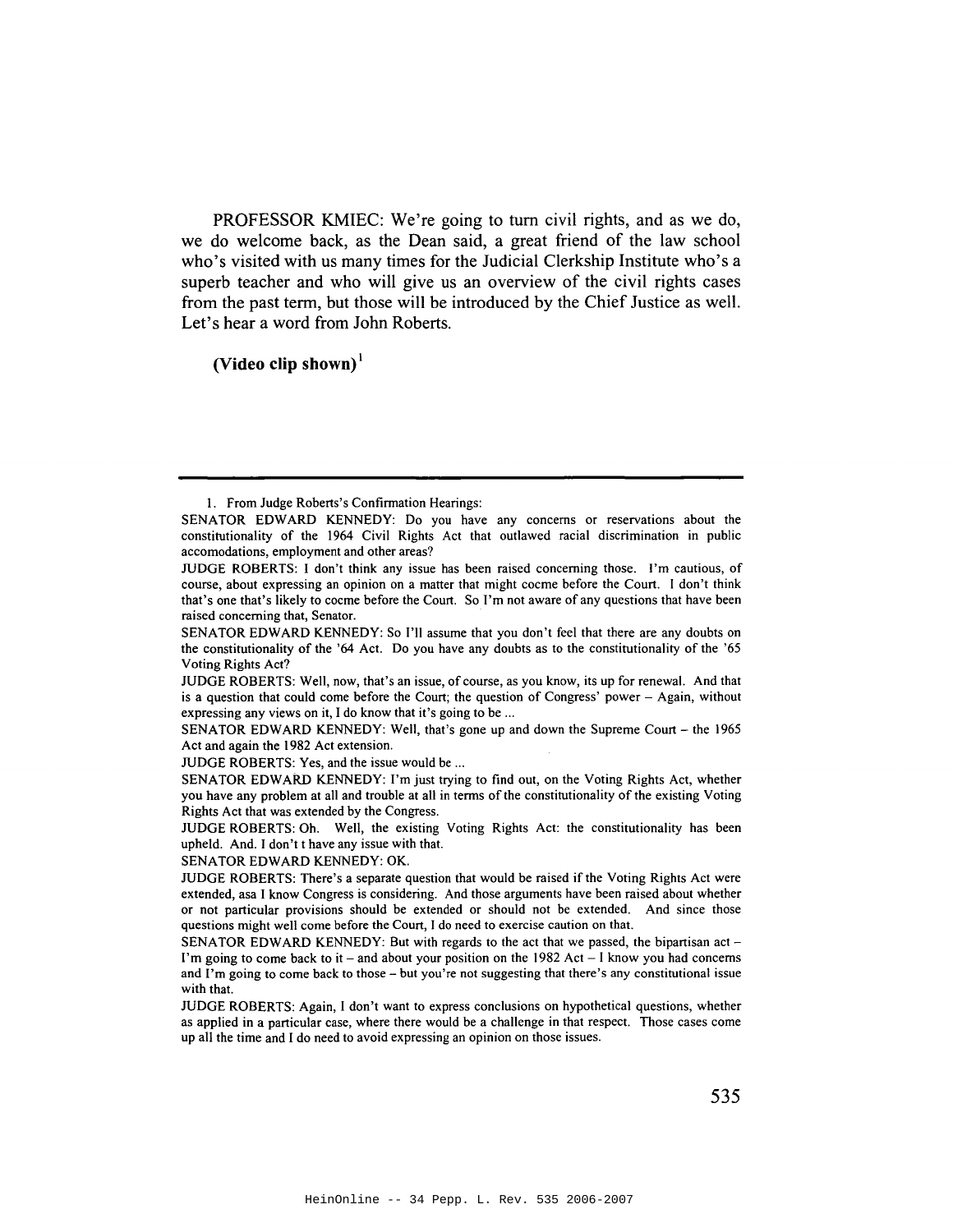PROFESSOR KMIEC: We're going to turn civil rights, and as we do, we do welcome back, as the Dean said, a great friend of the law school who's visited with us many times for the Judicial Clerkship Institute who's a superb teacher and who will give us an overview of the civil rights cases from the past term, but those will be introduced by the Chief Justice as well. Let's hear a word from John Roberts.

**(Video clip shown)**[1]

---

1. From Judge Roberts's Confirmation Hearings:

SENATOR EDWARD KENNEDY: Do you have any concerns or reservations about the constitutionality of the 1964 Civil Rights Act that outlawed racial discrimination in public accomodations, employment and other areas?

JUDGE ROBERTS: I don't think any issue has been raised concerning those. I'm cautious, of course, about expressing an opinion on a matter that might cocme before the Court. I don't think that's one that's likely to cocme before the Court. So I'm not aware of any questions that have been raised concerning that, Senator.

SENATOR EDWARD KENNEDY: So I'll assume that you don't feel that there are any doubts on the constitutionality of the '64 Act. Do you have any doubts as to the constitutionality of the '65 Voting Rights Act?

JUDGE ROBERTS: Well, now, that's an issue, of course, as you know, its up for renewal. And that is a question that could come before the Court; the question of Congress' power – Again, without expressing any views on it, I do know that it's going to be ...

SENATOR EDWARD KENNEDY: Well, that's gone up and down the Supreme Court – the 1965 Act and again the 1982 Act extension.

JUDGE ROBERTS: Yes, and the issue would be ...

SENATOR EDWARD KENNEDY: I'm just trying to find out, on the Voting Rights Act, whether you have any problem at all and trouble at all in terms of the constitutionality of the existing Voting Rights Act that was extended by the Congress.

JUDGE ROBERTS: Oh. Well, the existing Voting Rights Act: the constitutionality has been upheld. And. I don't t have any issue with that.

SENATOR EDWARD KENNEDY: OK.

JUDGE ROBERTS: There's a separate question that would be raised if the Voting Rights Act were extended, asa I know Congress is considering. And those arguments have been raised about whether or not particular provisions should be extended or should not be extended. And since those questions might well come before the Court, I do need to exercise caution on that.

SENATOR EDWARD KENNEDY: But with regards to the act that we passed, the bipartisan act – I'm going to come back to it – and about your position on the 1982 Act – I know you had concerns and I'm going to come back to those – but you're not suggesting that there's any constitutional issue with that.

JUDGE ROBERTS: Again, I don't want to express conclusions on hypothetical questions, whether as applied in a particular case, where there would be a challenge in that respect. Those cases come up all the time and I do need to avoid expressing an opinion on those issues.